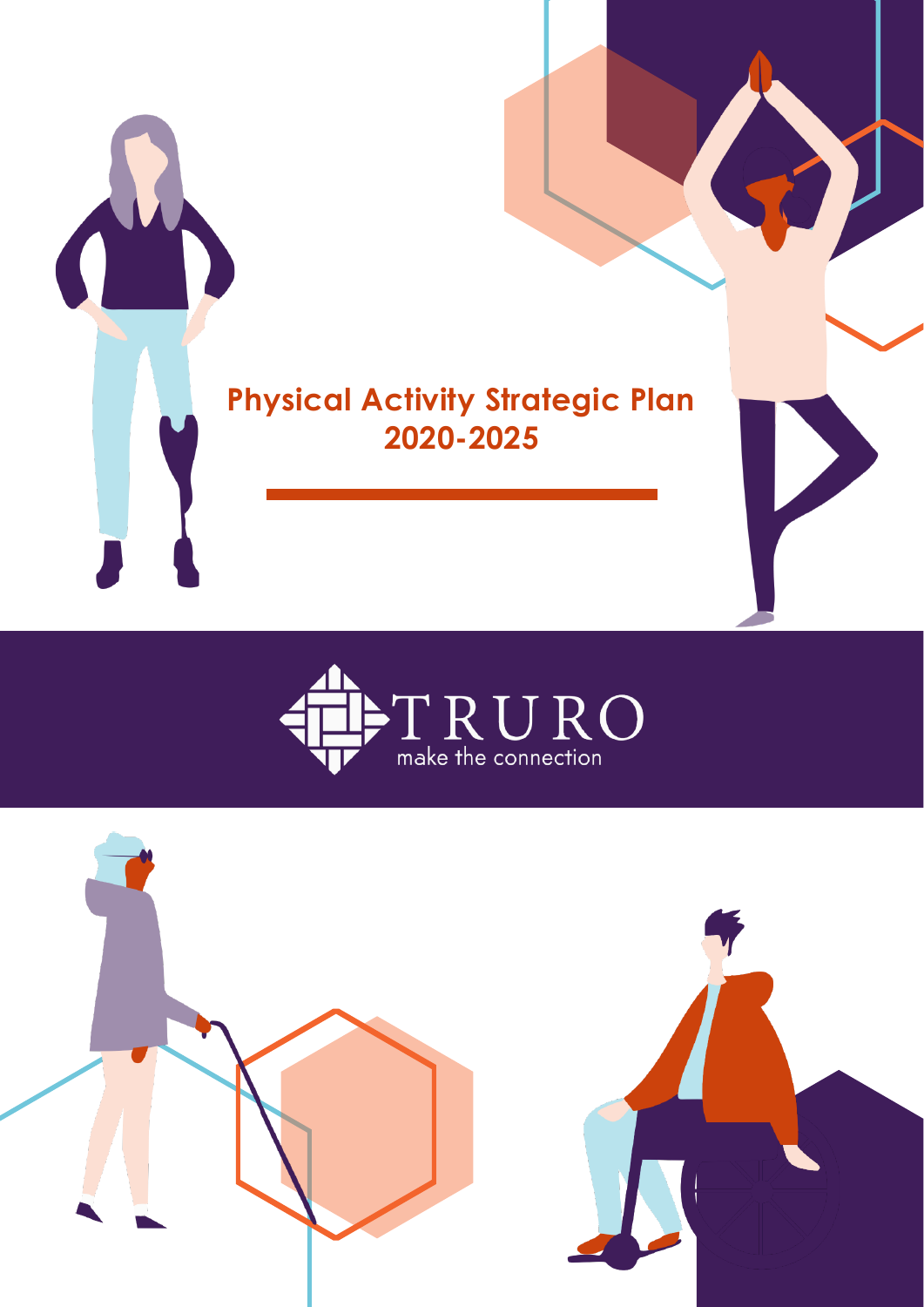# Physical Activity Strategic Plan 2020-2025

TRURO

make the connection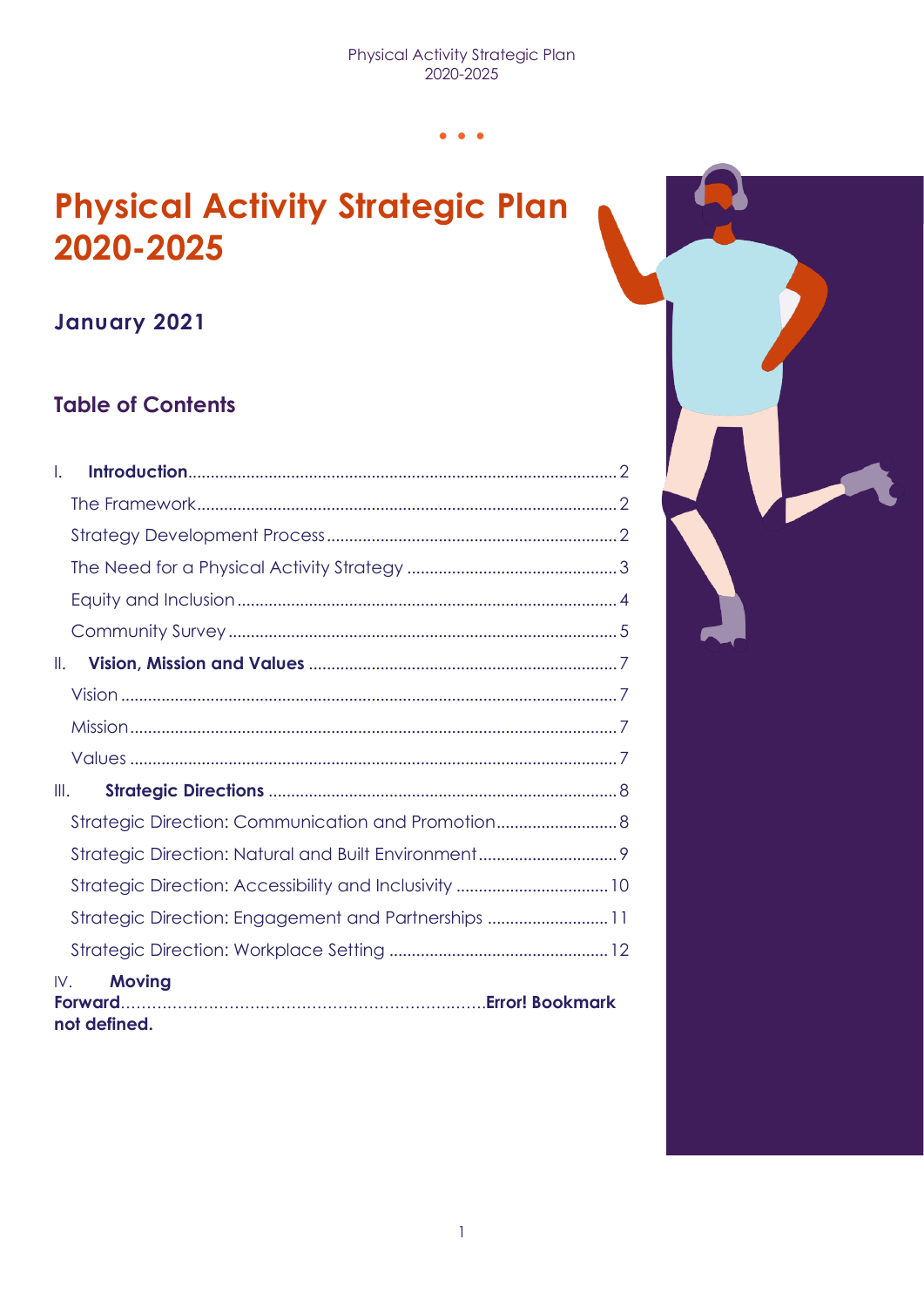# Physical Activity Strategic Plan 2020-2025

## January 2021

## Table of Contents

I. **Introduction** ........ 2
  The Framework ........ 2
  Strategy Development Process ........ 2
  The Need for a Physical Activity Strategy ........ 3
  Equity and Inclusion ........ 4
  Community Survey ........ 5
II. **Vision, Mission and Values** ........ 7
  Vision ........ 7
  Mission ........ 7
  Values ........ 7
III. **Strategic Directions** ........ 8
  Strategic Direction: Communication and Promotion ........ 8
  Strategic Direction: Natural and Built Environment ........ 9
  Strategic Direction: Accessibility and Inclusivity ........ 10
  Strategic Direction: Engagement and Partnerships ........ 11
  Strategic Direction: Workplace Setting ........ 12
IV. **Moving Forward** ........ **Error! Bookmark not defined.**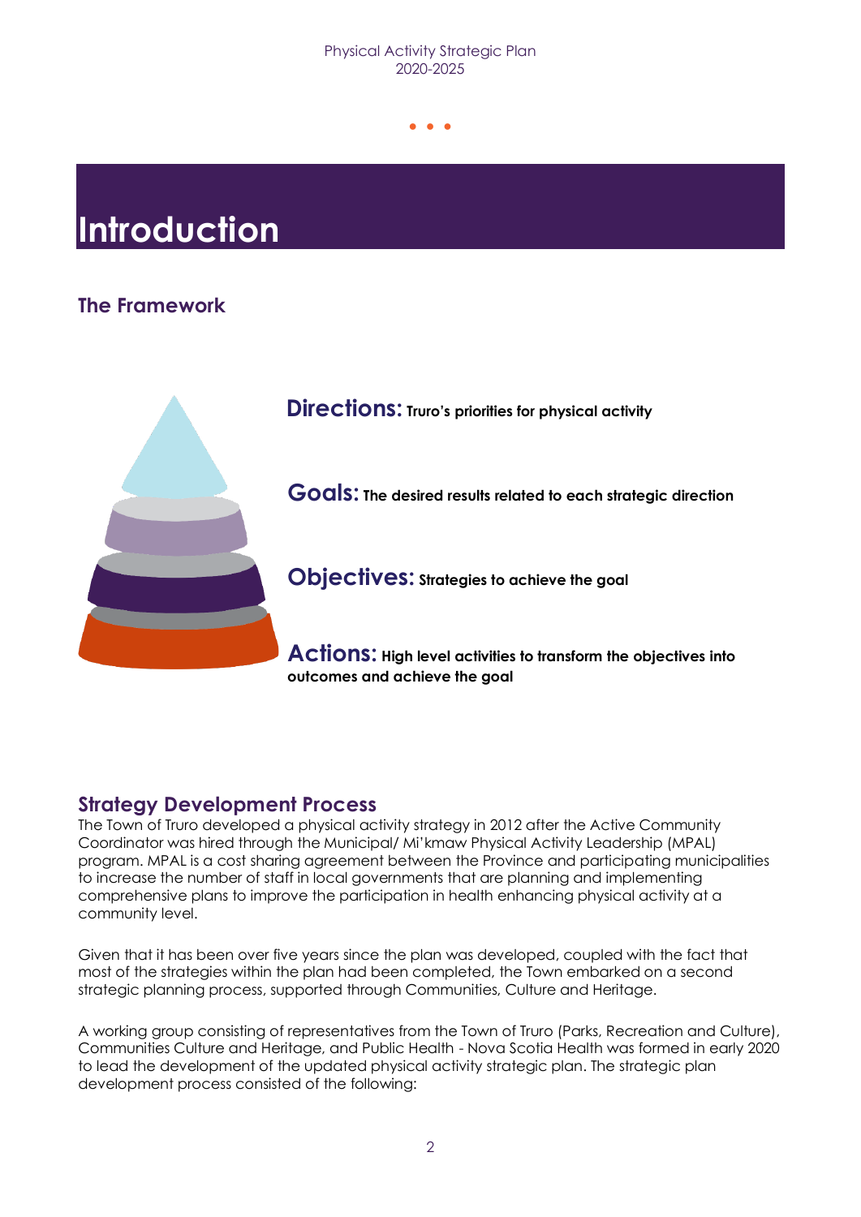# Introduction

## The Framework

**Directions:** **Truro's priorities for physical activity**

**Goals:** **The desired results related to each strategic direction**

**Objectives:** **Strategies to achieve the goal**

**Actions:** **High level activities to transform the objectives into outcomes and achieve the goal**

## Strategy Development Process

The Town of Truro developed a physical activity strategy in 2012 after the Active Community Coordinator was hired through the Municipal/ Mi'kmaw Physical Activity Leadership (MPAL) program. MPAL is a cost sharing agreement between the Province and participating municipalities to increase the number of staff in local governments that are planning and implementing comprehensive plans to improve the participation in health enhancing physical activity at a community level.

Given that it has been over five years since the plan was developed, coupled with the fact that most of the strategies within the plan had been completed, the Town embarked on a second strategic planning process, supported through Communities, Culture and Heritage.

A working group consisting of representatives from the Town of Truro (Parks, Recreation and Culture), Communities Culture and Heritage, and Public Health - Nova Scotia Health was formed in early 2020 to lead the development of the updated physical activity strategic plan. The strategic plan development process consisted of the following: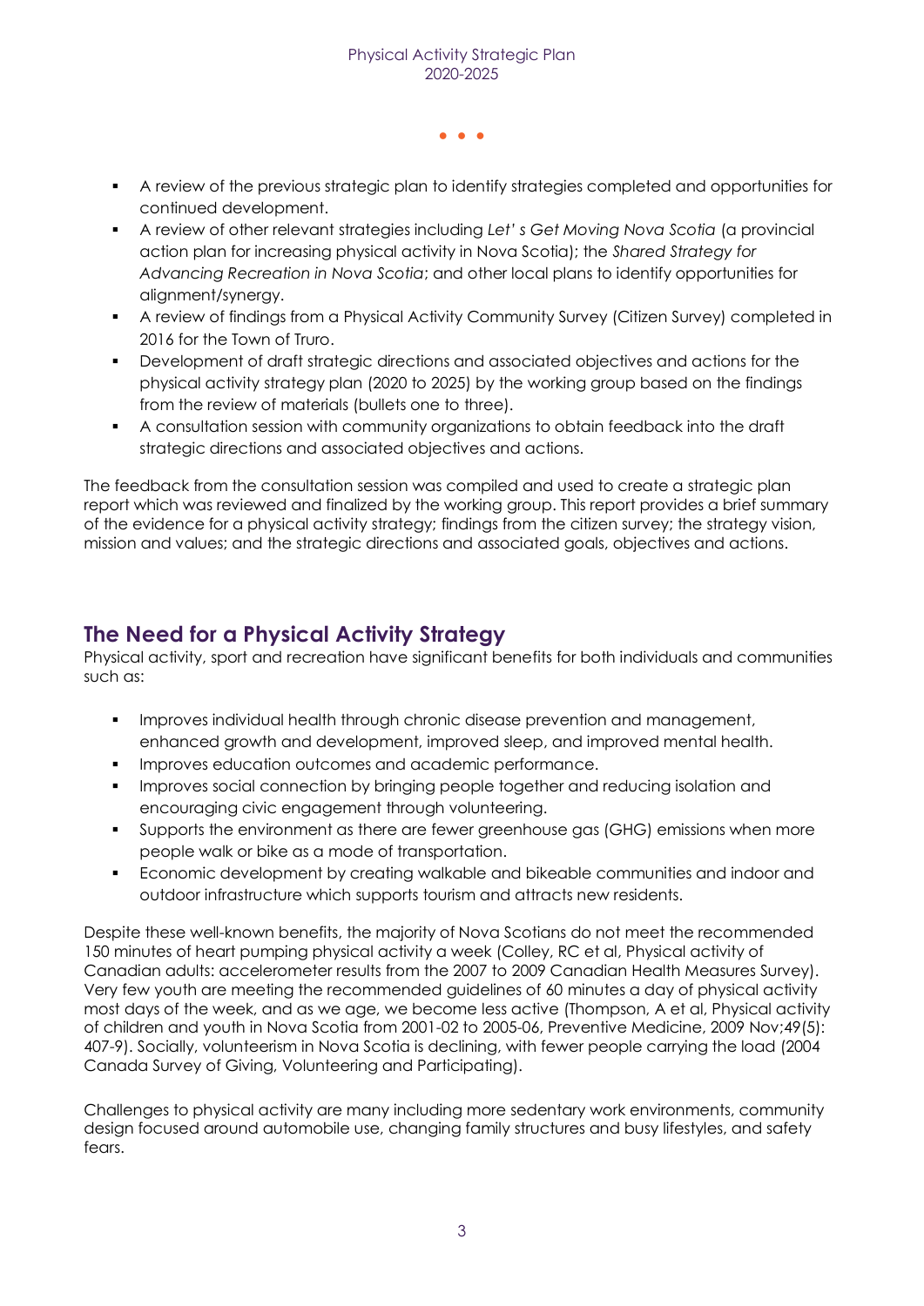- A review of the previous strategic plan to identify strategies completed and opportunities for continued development.
- A review of other relevant strategies including *Let' s Get Moving Nova Scotia* (a provincial action plan for increasing physical activity in Nova Scotia); the *Shared Strategy for Advancing Recreation in Nova Scotia*; and other local plans to identify opportunities for alignment/synergy.
- A review of findings from a Physical Activity Community Survey (Citizen Survey) completed in 2016 for the Town of Truro.
- Development of draft strategic directions and associated objectives and actions for the physical activity strategy plan (2020 to 2025) by the working group based on the findings from the review of materials (bullets one to three).
- A consultation session with community organizations to obtain feedback into the draft strategic directions and associated objectives and actions.

The feedback from the consultation session was compiled and used to create a strategic plan report which was reviewed and finalized by the working group. This report provides a brief summary of the evidence for a physical activity strategy; findings from the citizen survey; the strategy vision, mission and values; and the strategic directions and associated goals, objectives and actions.

## The Need for a Physical Activity Strategy

Physical activity, sport and recreation have significant benefits for both individuals and communities such as:

- Improves individual health through chronic disease prevention and management, enhanced growth and development, improved sleep, and improved mental health.
- Improves education outcomes and academic performance.
- Improves social connection by bringing people together and reducing isolation and encouraging civic engagement through volunteering.
- Supports the environment as there are fewer greenhouse gas (GHG) emissions when more people walk or bike as a mode of transportation.
- Economic development by creating walkable and bikeable communities and indoor and outdoor infrastructure which supports tourism and attracts new residents.

Despite these well-known benefits, the majority of Nova Scotians do not meet the recommended 150 minutes of heart pumping physical activity a week (Colley, RC et al, Physical activity of Canadian adults: accelerometer results from the 2007 to 2009 Canadian Health Measures Survey). Very few youth are meeting the recommended guidelines of 60 minutes a day of physical activity most days of the week, and as we age, we become less active (Thompson, A et al, Physical activity of children and youth in Nova Scotia from 2001-02 to 2005-06, Preventive Medicine, 2009 Nov;49(5): 407-9). Socially, volunteerism in Nova Scotia is declining, with fewer people carrying the load (2004 Canada Survey of Giving, Volunteering and Participating).

Challenges to physical activity are many including more sedentary work environments, community design focused around automobile use, changing family structures and busy lifestyles, and safety fears.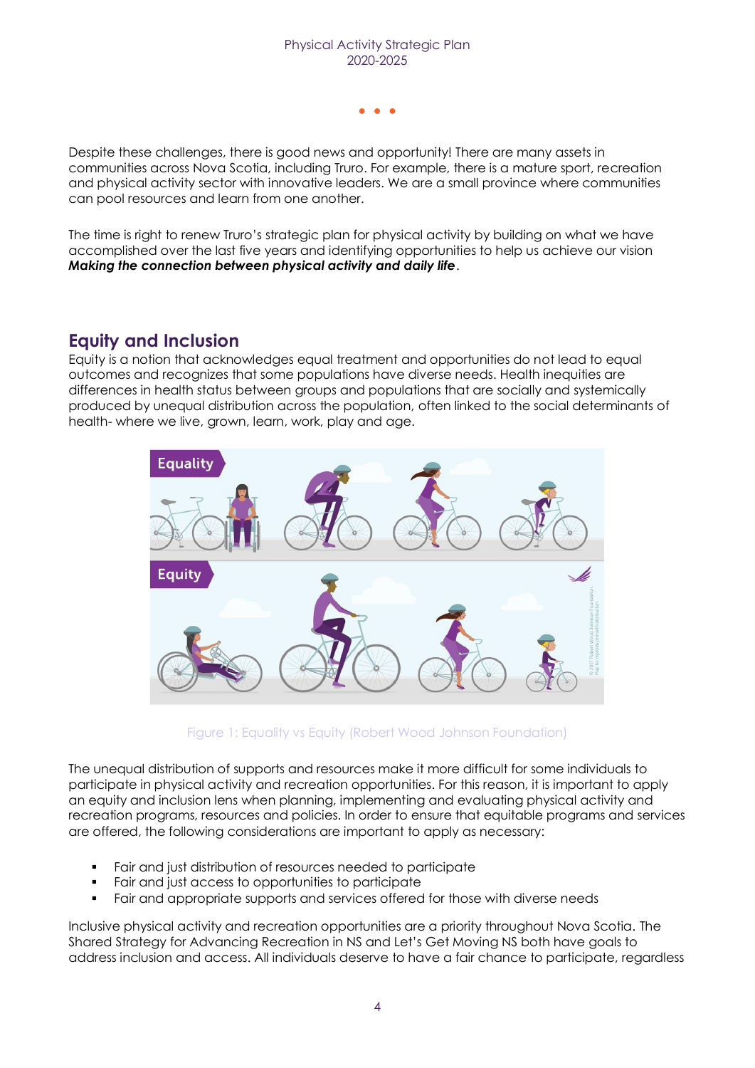Despite these challenges, there is good news and opportunity! There are many assets in communities across Nova Scotia, including Truro. For example, there is a mature sport, recreation and physical activity sector with innovative leaders. We are a small province where communities can pool resources and learn from one another.

The time is right to renew Truro's strategic plan for physical activity by building on what we have accomplished over the last five years and identifying opportunities to help us achieve our vision ***Making the connection between physical activity and daily life***.

## Equity and Inclusion

Equity is a notion that acknowledges equal treatment and opportunities do not lead to equal outcomes and recognizes that some populations have diverse needs. Health inequities are differences in health status between groups and populations that are socially and systemically produced by unequal distribution across the population, often linked to the social determinants of health- where we live, grown, learn, work, play and age.

Figure 1: Equality vs Equity (Robert Wood Johnson Foundation)

The unequal distribution of supports and resources make it more difficult for some individuals to participate in physical activity and recreation opportunities. For this reason, it is important to apply an equity and inclusion lens when planning, implementing and evaluating physical activity and recreation programs, resources and policies. In order to ensure that equitable programs and services are offered, the following considerations are important to apply as necessary:

- Fair and just distribution of resources needed to participate
- Fair and just access to opportunities to participate
- Fair and appropriate supports and services offered for those with diverse needs

Inclusive physical activity and recreation opportunities are a priority throughout Nova Scotia. The Shared Strategy for Advancing Recreation in NS and Let's Get Moving NS both have goals to address inclusion and access. All individuals deserve to have a fair chance to participate, regardless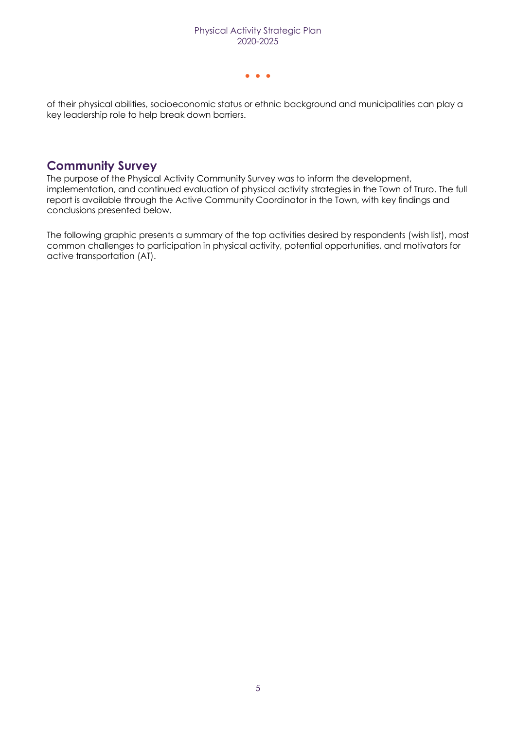of their physical abilities, socioeconomic status or ethnic background and municipalities can play a key leadership role to help break down barriers.

## Community Survey

The purpose of the Physical Activity Community Survey was to inform the development, implementation, and continued evaluation of physical activity strategies in the Town of Truro. The full report is available through the Active Community Coordinator in the Town, with key findings and conclusions presented below.

The following graphic presents a summary of the top activities desired by respondents (wish list), most common challenges to participation in physical activity, potential opportunities, and motivators for active transportation (AT).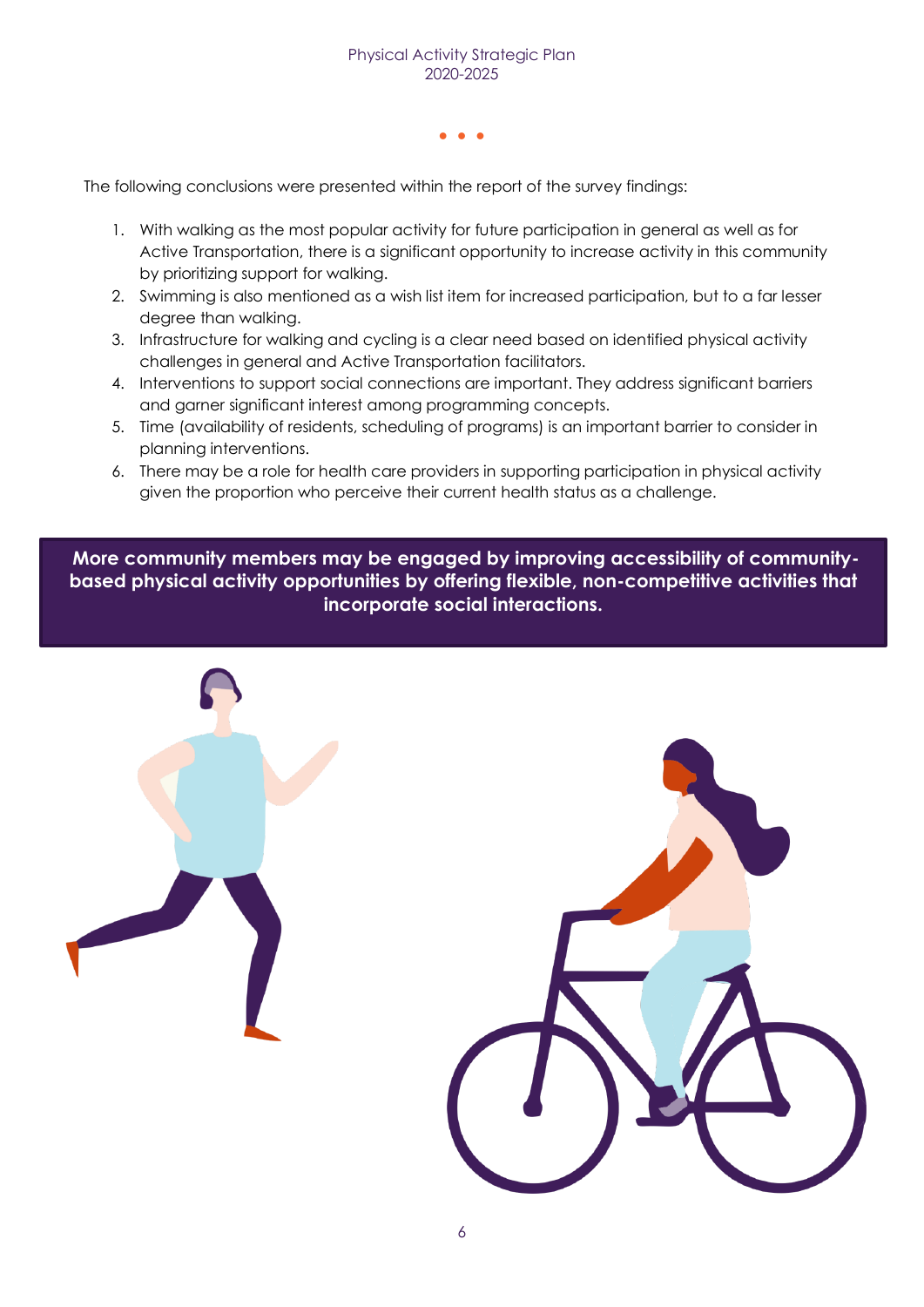The following conclusions were presented within the report of the survey findings:

1. With walking as the most popular activity for future participation in general as well as for Active Transportation, there is a significant opportunity to increase activity in this community by prioritizing support for walking.
2. Swimming is also mentioned as a wish list item for increased participation, but to a far lesser degree than walking.
3. Infrastructure for walking and cycling is a clear need based on identified physical activity challenges in general and Active Transportation facilitators.
4. Interventions to support social connections are important. They address significant barriers and garner significant interest among programming concepts.
5. Time (availability of residents, scheduling of programs) is an important barrier to consider in planning interventions.
6. There may be a role for health care providers in supporting participation in physical activity given the proportion who perceive their current health status as a challenge.

**More community members may be engaged by improving accessibility of community-based physical activity opportunities by offering flexible, non-competitive activities that incorporate social interactions.**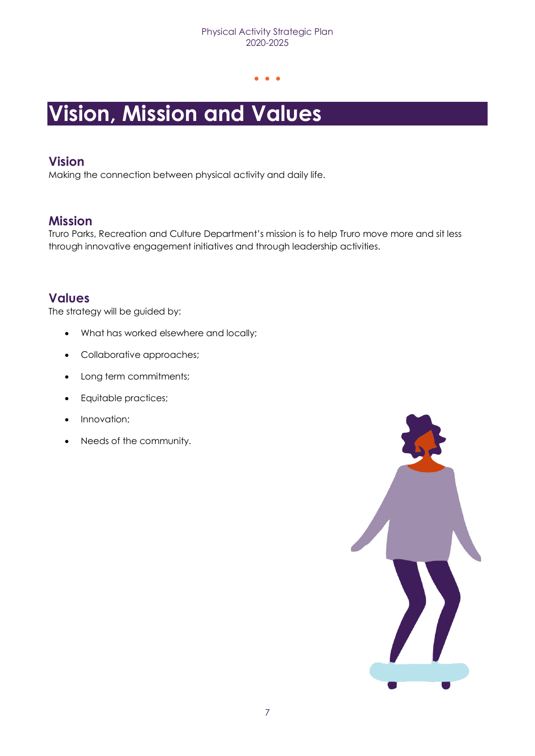# Vision, Mission and Values

## Vision

Making the connection between physical activity and daily life.

## Mission

Truro Parks, Recreation and Culture Department's mission is to help Truro move more and sit less through innovative engagement initiatives and through leadership activities.

## Values

The strategy will be guided by:

- What has worked elsewhere and locally;
- Collaborative approaches;
- Long term commitments;
- Equitable practices;
- Innovation;
- Needs of the community.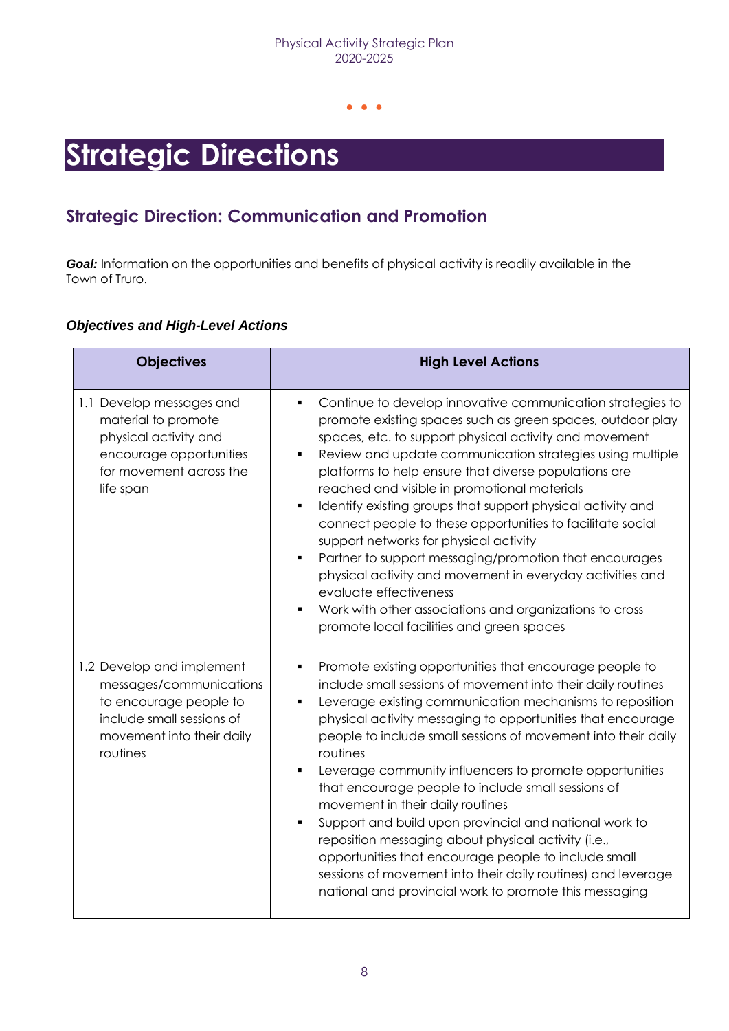# Strategic Directions

## Strategic Direction: Communication and Promotion

***Goal:*** Information on the opportunities and benefits of physical activity is readily available in the Town of Truro.

### *Objectives and High-Level Actions*

| Objectives | High Level Actions |
|---|---|
| 1.1 Develop messages and material to promote physical activity and encourage opportunities for movement across the life span | ▪ Continue to develop innovative communication strategies to promote existing spaces such as green spaces, outdoor play spaces, etc. to support physical activity and movement<br>▪ Review and update communication strategies using multiple platforms to help ensure that diverse populations are reached and visible in promotional materials<br>▪ Identify existing groups that support physical activity and connect people to these opportunities to facilitate social support networks for physical activity<br>▪ Partner to support messaging/promotion that encourages physical activity and movement in everyday activities and evaluate effectiveness<br>▪ Work with other associations and organizations to cross promote local facilities and green spaces |
| 1.2 Develop and implement messages/communications to encourage people to include small sessions of movement into their daily routines | ▪ Promote existing opportunities that encourage people to include small sessions of movement into their daily routines<br>▪ Leverage existing communication mechanisms to reposition physical activity messaging to opportunities that encourage people to include small sessions of movement into their daily routines<br>▪ Leverage community influencers to promote opportunities that encourage people to include small sessions of movement in their daily routines<br>▪ Support and build upon provincial and national work to reposition messaging about physical activity (i.e., opportunities that encourage people to include small sessions of movement into their daily routines) and leverage national and provincial work to promote this messaging |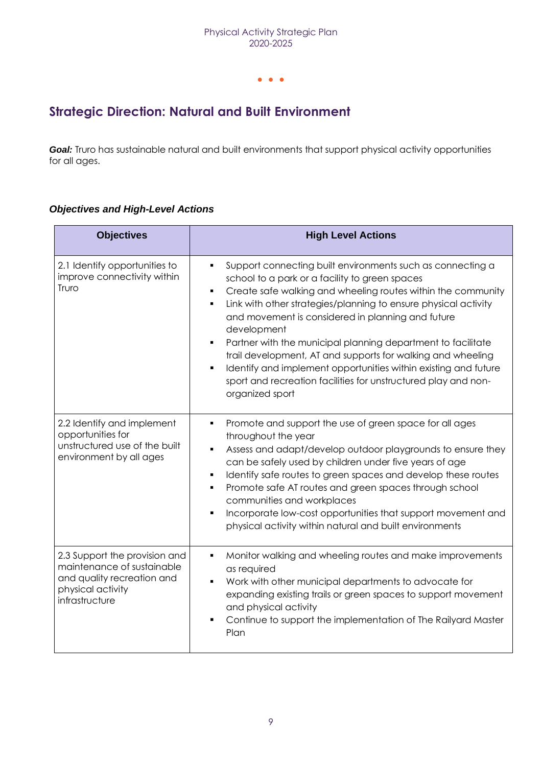## Strategic Direction: Natural and Built Environment

***Goal:*** Truro has sustainable natural and built environments that support physical activity opportunities for all ages.

### *Objectives and High-Level Actions*

| Objectives | High Level Actions |
|---|---|
| 2.1 Identify opportunities to improve connectivity within Truro | ▪ Support connecting built environments such as connecting a school to a park or a facility to green spaces<br>▪ Create safe walking and wheeling routes within the community<br>▪ Link with other strategies/planning to ensure physical activity and movement is considered in planning and future development<br>▪ Partner with the municipal planning department to facilitate trail development, AT and supports for walking and wheeling<br>▪ Identify and implement opportunities within existing and future sport and recreation facilities for unstructured play and non-organized sport |
| 2.2 Identify and implement opportunities for unstructured use of the built environment by all ages | ▪ Promote and support the use of green space for all ages throughout the year<br>▪ Assess and adapt/develop outdoor playgrounds to ensure they can be safely used by children under five years of age<br>▪ Identify safe routes to green spaces and develop these routes<br>▪ Promote safe AT routes and green spaces through school communities and workplaces<br>▪ Incorporate low-cost opportunities that support movement and physical activity within natural and built environments |
| 2.3 Support the provision and maintenance of sustainable and quality recreation and physical activity infrastructure | ▪ Monitor walking and wheeling routes and make improvements as required<br>▪ Work with other municipal departments to advocate for expanding existing trails or green spaces to support movement and physical activity<br>▪ Continue to support the implementation of The Railyard Master Plan |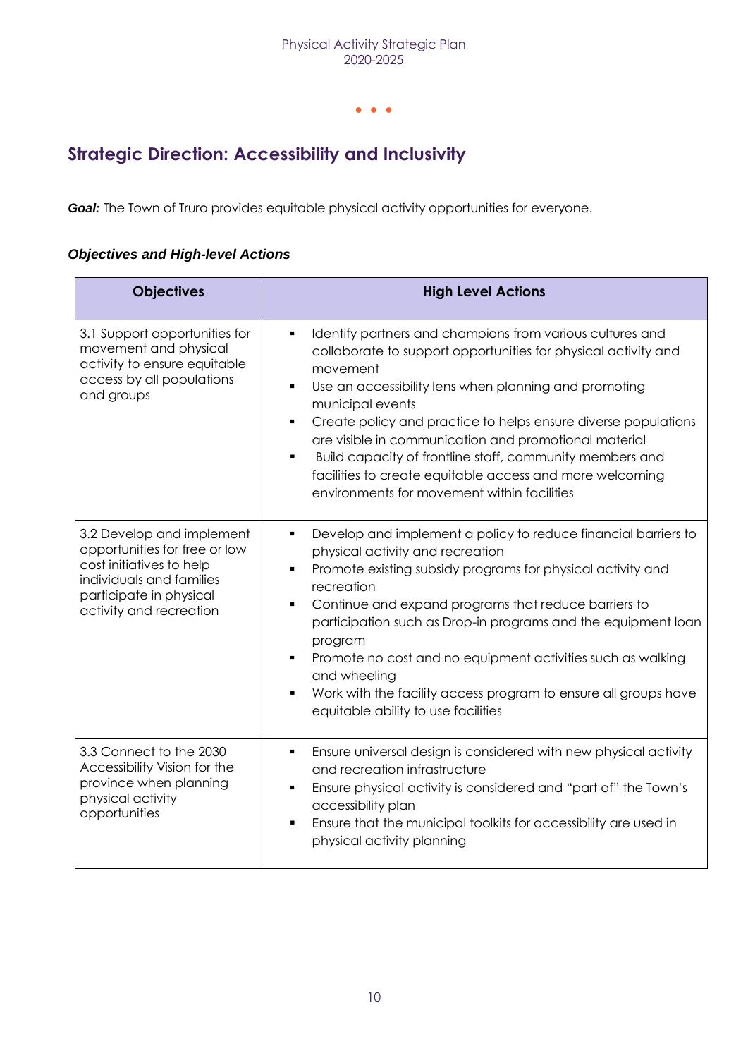## Strategic Direction: Accessibility and Inclusivity

***Goal:*** The Town of Truro provides equitable physical activity opportunities for everyone.

### *Objectives and High-level Actions*

| Objectives | High Level Actions |
|---|---|
| 3.1 Support opportunities for movement and physical activity to ensure equitable access by all populations and groups | ▪ Identify partners and champions from various cultures and collaborate to support opportunities for physical activity and movement<br>▪ Use an accessibility lens when planning and promoting municipal events<br>▪ Create policy and practice to helps ensure diverse populations are visible in communication and promotional material<br>▪ Build capacity of frontline staff, community members and facilities to create equitable access and more welcoming environments for movement within facilities |
| 3.2 Develop and implement opportunities for free or low cost initiatives to help individuals and families participate in physical activity and recreation | ▪ Develop and implement a policy to reduce financial barriers to physical activity and recreation<br>▪ Promote existing subsidy programs for physical activity and recreation<br>▪ Continue and expand programs that reduce barriers to participation such as Drop-in programs and the equipment loan program<br>▪ Promote no cost and no equipment activities such as walking and wheeling<br>▪ Work with the facility access program to ensure all groups have equitable ability to use facilities |
| 3.3 Connect to the 2030 Accessibility Vision for the province when planning physical activity opportunities | ▪ Ensure universal design is considered with new physical activity and recreation infrastructure<br>▪ Ensure physical activity is considered and "part of" the Town's accessibility plan<br>▪ Ensure that the municipal toolkits for accessibility are used in physical activity planning |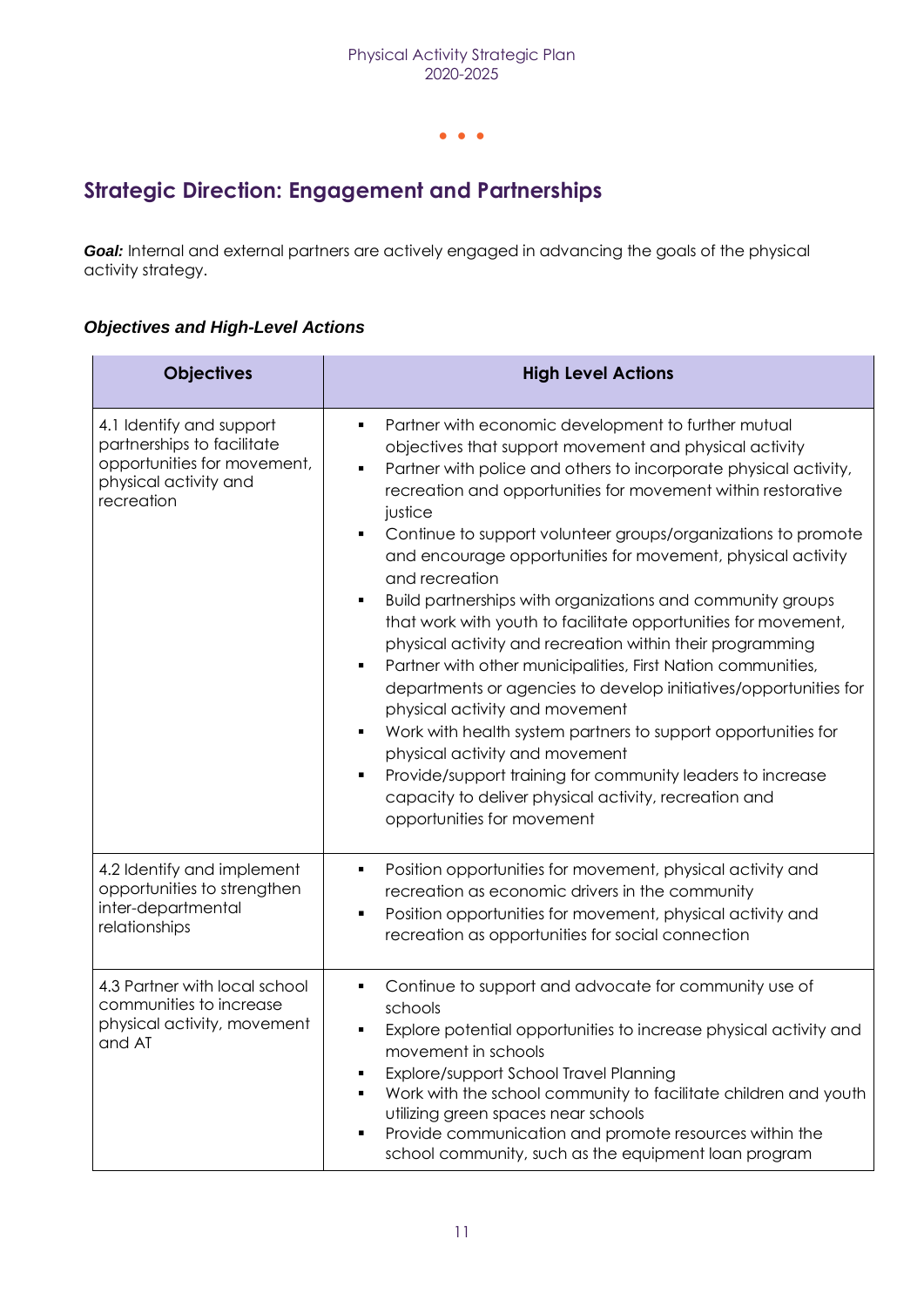## Strategic Direction: Engagement and Partnerships

***Goal:*** Internal and external partners are actively engaged in advancing the goals of the physical activity strategy.

### *Objectives and High-Level Actions*

| Objectives | High Level Actions |
| --- | --- |
| 4.1 Identify and support partnerships to facilitate opportunities for movement, physical activity and recreation | ▪ Partner with economic development to further mutual objectives that support movement and physical activity<br>▪ Partner with police and others to incorporate physical activity, recreation and opportunities for movement within restorative justice<br>▪ Continue to support volunteer groups/organizations to promote and encourage opportunities for movement, physical activity and recreation<br>▪ Build partnerships with organizations and community groups that work with youth to facilitate opportunities for movement, physical activity and recreation within their programming<br>▪ Partner with other municipalities, First Nation communities, departments or agencies to develop initiatives/opportunities for physical activity and movement<br>▪ Work with health system partners to support opportunities for physical activity and movement<br>▪ Provide/support training for community leaders to increase capacity to deliver physical activity, recreation and opportunities for movement |
| 4.2 Identify and implement opportunities to strengthen inter-departmental relationships | ▪ Position opportunities for movement, physical activity and recreation as economic drivers in the community<br>▪ Position opportunities for movement, physical activity and recreation as opportunities for social connection |
| 4.3 Partner with local school communities to increase physical activity, movement and AT | ▪ Continue to support and advocate for community use of schools<br>▪ Explore potential opportunities to increase physical activity and movement in schools<br>▪ Explore/support School Travel Planning<br>▪ Work with the school community to facilitate children and youth utilizing green spaces near schools<br>▪ Provide communication and promote resources within the school community, such as the equipment loan program |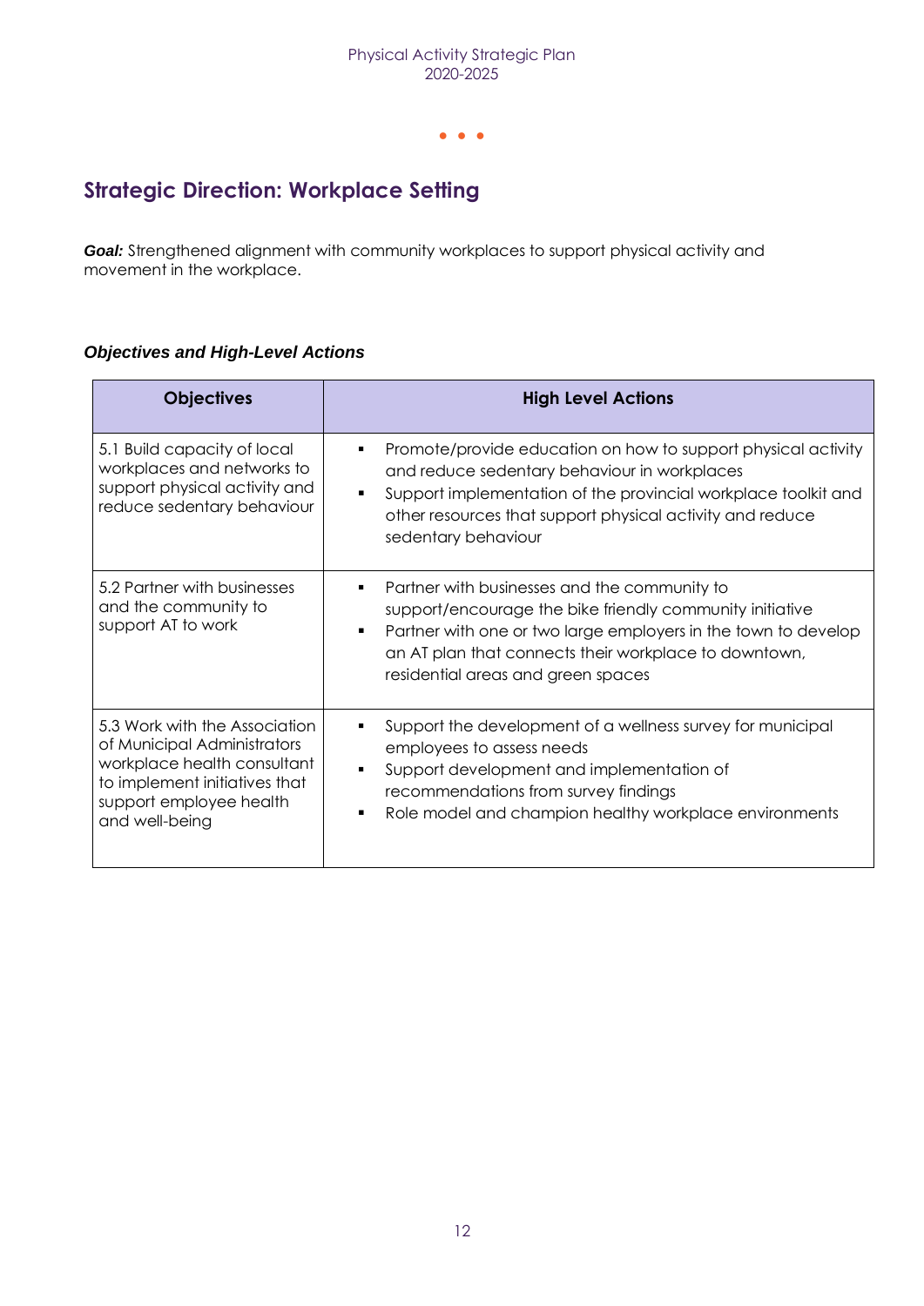## Strategic Direction: Workplace Setting

***Goal:*** Strengthened alignment with community workplaces to support physical activity and movement in the workplace.

### *Objectives and High-Level Actions*

| Objectives | High Level Actions |
|---|---|
| 5.1 Build capacity of local workplaces and networks to support physical activity and reduce sedentary behaviour | ▪ Promote/provide education on how to support physical activity and reduce sedentary behaviour in workplaces<br>▪ Support implementation of the provincial workplace toolkit and other resources that support physical activity and reduce sedentary behaviour |
| 5.2 Partner with businesses and the community to support AT to work | ▪ Partner with businesses and the community to support/encourage the bike friendly community initiative<br>▪ Partner with one or two large employers in the town to develop an AT plan that connects their workplace to downtown, residential areas and green spaces |
| 5.3 Work with the Association of Municipal Administrators workplace health consultant to implement initiatives that support employee health and well-being | ▪ Support the development of a wellness survey for municipal employees to assess needs<br>▪ Support development and implementation of recommendations from survey findings<br>▪ Role model and champion healthy workplace environments |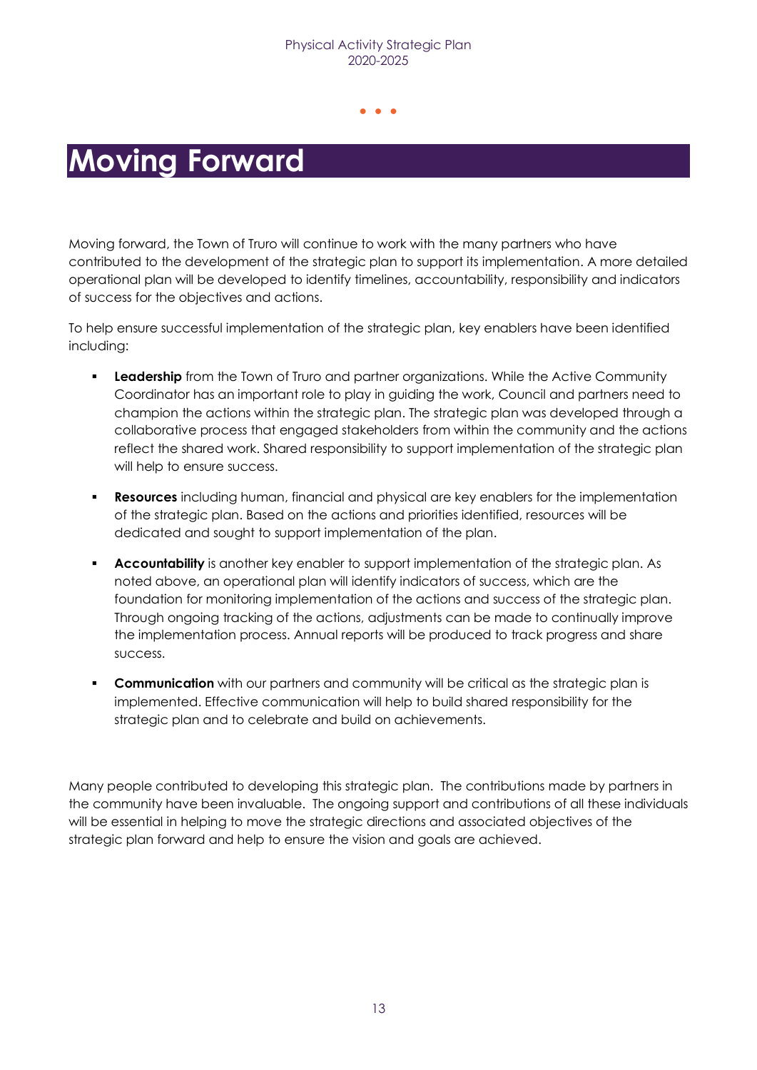# Moving Forward

Moving forward, the Town of Truro will continue to work with the many partners who have contributed to the development of the strategic plan to support its implementation. A more detailed operational plan will be developed to identify timelines, accountability, responsibility and indicators of success for the objectives and actions.

To help ensure successful implementation of the strategic plan, key enablers have been identified including:

- **Leadership** from the Town of Truro and partner organizations. While the Active Community Coordinator has an important role to play in guiding the work, Council and partners need to champion the actions within the strategic plan. The strategic plan was developed through a collaborative process that engaged stakeholders from within the community and the actions reflect the shared work. Shared responsibility to support implementation of the strategic plan will help to ensure success.
- **Resources** including human, financial and physical are key enablers for the implementation of the strategic plan. Based on the actions and priorities identified, resources will be dedicated and sought to support implementation of the plan.
- **Accountability** is another key enabler to support implementation of the strategic plan. As noted above, an operational plan will identify indicators of success, which are the foundation for monitoring implementation of the actions and success of the strategic plan. Through ongoing tracking of the actions, adjustments can be made to continually improve the implementation process. Annual reports will be produced to track progress and share success.
- **Communication** with our partners and community will be critical as the strategic plan is implemented. Effective communication will help to build shared responsibility for the strategic plan and to celebrate and build on achievements.

Many people contributed to developing this strategic plan. The contributions made by partners in the community have been invaluable. The ongoing support and contributions of all these individuals will be essential in helping to move the strategic directions and associated objectives of the strategic plan forward and help to ensure the vision and goals are achieved.